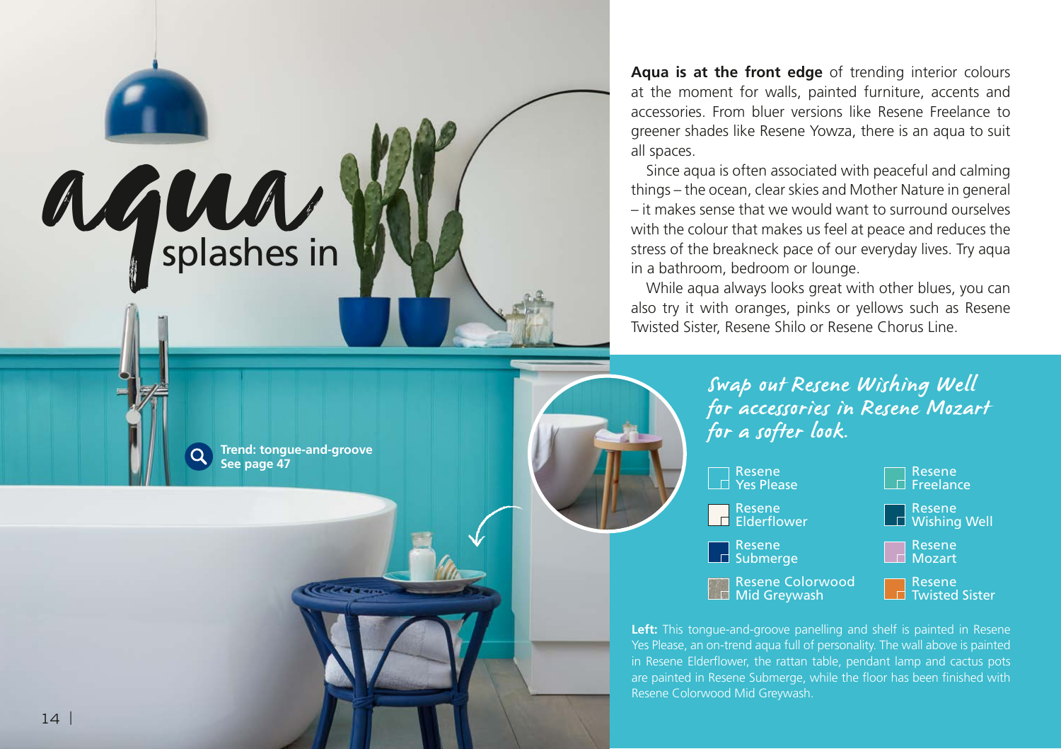# aqua splashes in

**Trend: tongue-and-groove**
**See page 47**

**Aqua is at the front edge** of trending interior colours at the moment for walls, painted furniture, accents and accessories. From bluer versions like Resene Freelance to greener shades like Resene Yowza, there is an aqua to suit all spaces.

Since aqua is often associated with peaceful and calming things – the ocean, clear skies and Mother Nature in general – it makes sense that we would want to surround ourselves with the colour that makes us feel at peace and reduces the stress of the breakneck pace of our everyday lives. Try aqua in a bathroom, bedroom or lounge.

While aqua always looks great with other blues, you can also try it with oranges, pinks or yellows such as Resene Twisted Sister, Resene Shilo or Resene Chorus Line.

*Swap out Resene Wishing Well for accessories in Resene Mozart for a softer look.*

- Resene Yes Please
- Resene Freelance
- Resene Elderflower
- Resene Wishing Well
- Resene Submerge
- Resene Mozart
- Resene Colorwood Mid Greywash
- Resene Twisted Sister

**Left:** This tongue-and-groove panelling and shelf is painted in Resene Yes Please, an on-trend aqua full of personality. The wall above is painted in Resene Elderflower, the rattan table, pendant lamp and cactus pots are painted in Resene Submerge, while the floor has been finished with Resene Colorwood Mid Greywash.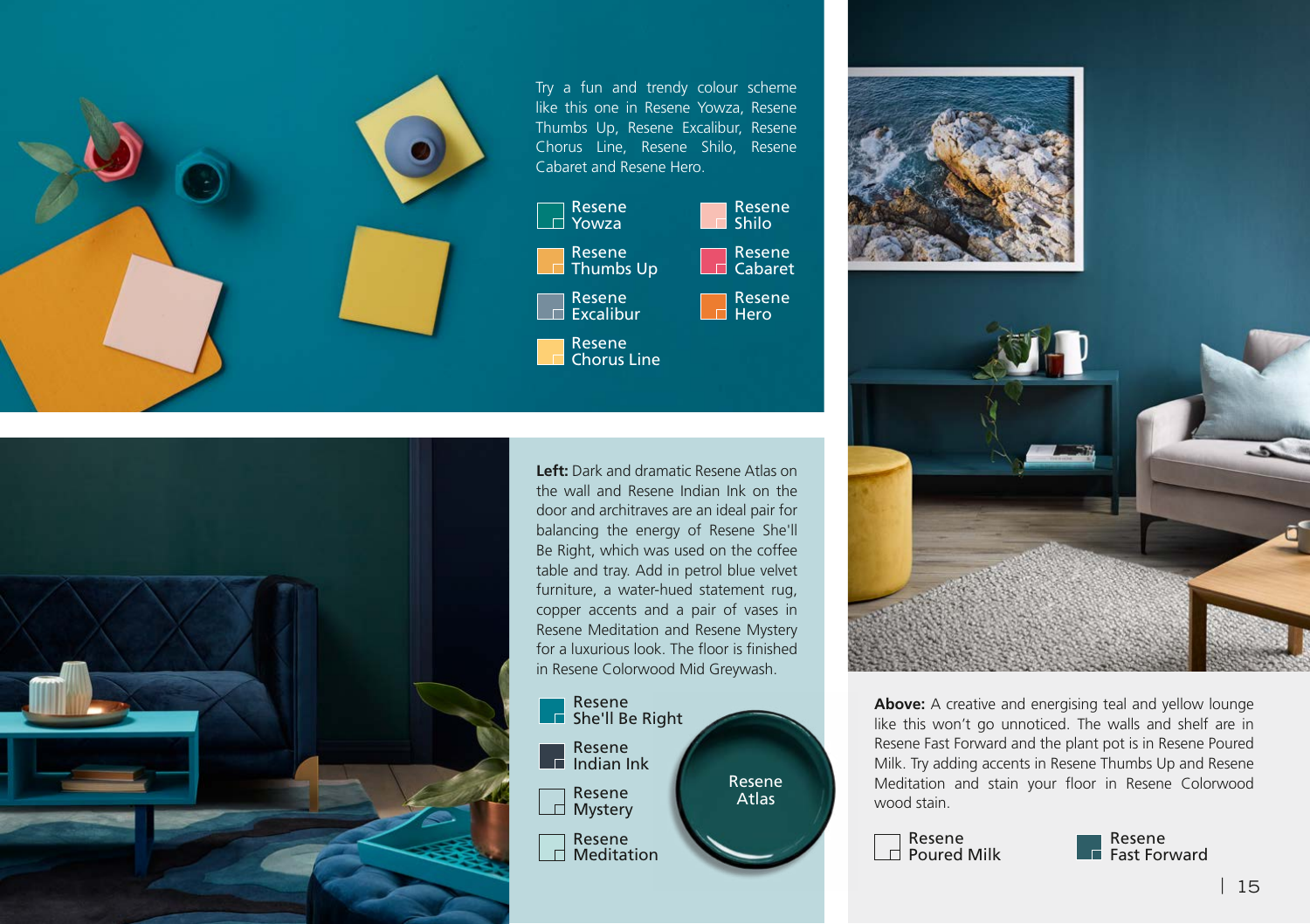Try a fun and trendy colour scheme like this one in Resene Yowza, Resene Thumbs Up, Resene Excalibur, Resene Chorus Line, Resene Shilo, Resene Cabaret and Resene Hero.

- Resene Yowza
- Resene Thumbs Up
- Resene Excalibur
- Resene Chorus Line
- Resene Shilo
- Resene Cabaret
- Resene Hero

**Left:** Dark and dramatic Resene Atlas on the wall and Resene Indian Ink on the door and architraves are an ideal pair for balancing the energy of Resene She'll Be Right, which was used on the coffee table and tray. Add in petrol blue velvet furniture, a water-hued statement rug, copper accents and a pair of vases in Resene Meditation and Resene Mystery for a luxurious look. The floor is finished in Resene Colorwood Mid Greywash.

- Resene She'll Be Right
- Resene Indian Ink
- Resene Mystery
- Resene Meditation
- Resene Atlas

**Above:** A creative and energising teal and yellow lounge like this won't go unnoticed. The walls and shelf are in Resene Fast Forward and the plant pot is in Resene Poured Milk. Try adding accents in Resene Thumbs Up and Resene Meditation and stain your floor in Resene Colorwood wood stain.

- Resene Poured Milk
- Resene Fast Forward